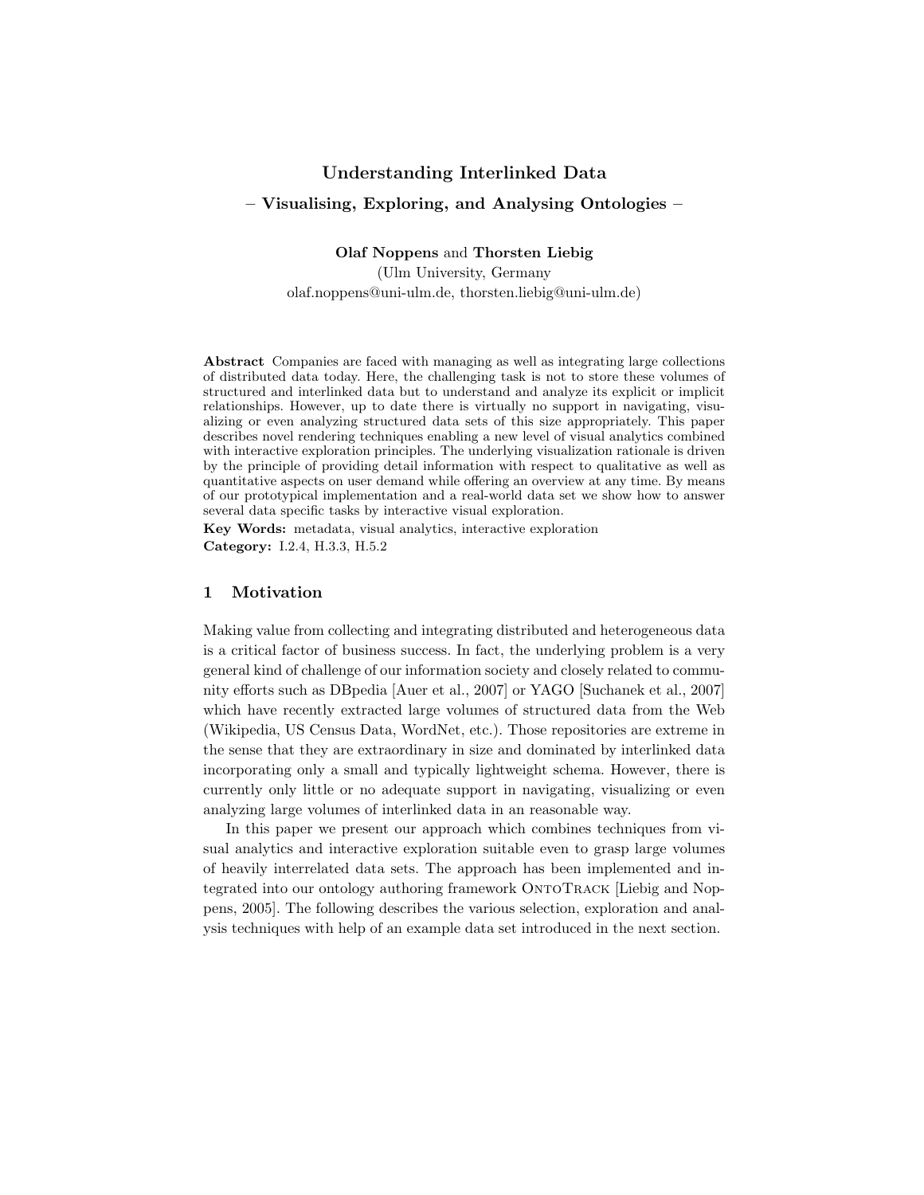# Understanding Interlinked Data

## – Visualising, Exploring, and Analysing Ontologies –

**Olaf Noppens** and **Thorsten Liebig**
(Ulm University, Germany
olaf.noppens@uni-ulm.de, thorsten.liebig@uni-ulm.de)

**Abstract** Companies are faced with managing as well as integrating large collections of distributed data today. Here, the challenging task is not to store these volumes of structured and interlinked data but to understand and analyze its explicit or implicit relationships. However, up to date there is virtually no support in navigating, visualizing or even analyzing structured data sets of this size appropriately. This paper describes novel rendering techniques enabling a new level of visual analytics combined with interactive exploration principles. The underlying visualization rationale is driven by the principle of providing detail information with respect to qualitative as well as quantitative aspects on user demand while offering an overview at any time. By means of our prototypical implementation and a real-world data set we show how to answer several data specific tasks by interactive visual exploration.

**Key Words:** metadata, visual analytics, interactive exploration

**Category:** I.2.4, H.3.3, H.5.2

## 1 Motivation

Making value from collecting and integrating distributed and heterogeneous data is a critical factor of business success. In fact, the underlying problem is a very general kind of challenge of our information society and closely related to community efforts such as DBpedia [Auer et al., 2007] or YAGO [Suchanek et al., 2007] which have recently extracted large volumes of structured data from the Web (Wikipedia, US Census Data, WordNet, etc.). Those repositories are extreme in the sense that they are extraordinary in size and dominated by interlinked data incorporating only a small and typically lightweight schema. However, there is currently only little or no adequate support in navigating, visualizing or even analyzing large volumes of interlinked data in an reasonable way.

In this paper we present our approach which combines techniques from visual analytics and interactive exploration suitable even to grasp large volumes of heavily interrelated data sets. The approach has been implemented and integrated into our ontology authoring framework OntoTrack [Liebig and Noppens, 2005]. The following describes the various selection, exploration and analysis techniques with help of an example data set introduced in the next section.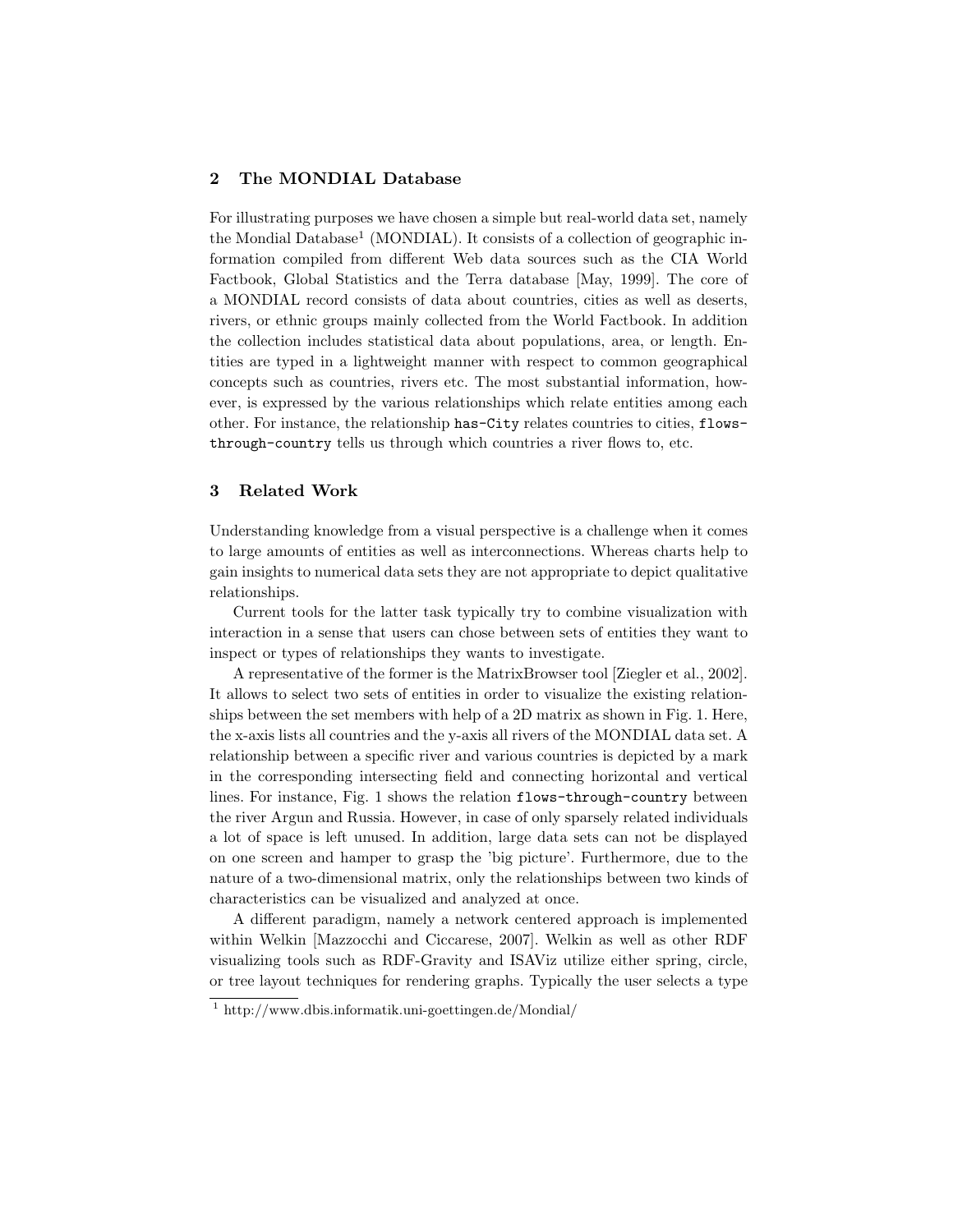## 2 The MONDIAL Database

For illustrating purposes we have chosen a simple but real-world data set, namely the Mondial Database[1] (MONDIAL). It consists of a collection of geographic information compiled from different Web data sources such as the CIA World Factbook, Global Statistics and the Terra database [May, 1999]. The core of a MONDIAL record consists of data about countries, cities as well as deserts, rivers, or ethnic groups mainly collected from the World Factbook. In addition the collection includes statistical data about populations, area, or length. Entities are typed in a lightweight manner with respect to common geographical concepts such as countries, rivers etc. The most substantial information, however, is expressed by the various relationships which relate entities among each other. For instance, the relationship `has-City` relates countries to cities, `flows-through-country` tells us through which countries a river flows to, etc.

## 3 Related Work

Understanding knowledge from a visual perspective is a challenge when it comes to large amounts of entities as well as interconnections. Whereas charts help to gain insights to numerical data sets they are not appropriate to depict qualitative relationships.

Current tools for the latter task typically try to combine visualization with interaction in a sense that users can chose between sets of entities they want to inspect or types of relationships they wants to investigate.

A representative of the former is the MatrixBrowser tool [Ziegler et al., 2002]. It allows to select two sets of entities in order to visualize the existing relationships between the set members with help of a 2D matrix as shown in Fig. 1. Here, the x-axis lists all countries and the y-axis all rivers of the MONDIAL data set. A relationship between a specific river and various countries is depicted by a mark in the corresponding intersecting field and connecting horizontal and vertical lines. For instance, Fig. 1 shows the relation `flows-through-country` between the river Argun and Russia. However, in case of only sparsely related individuals a lot of space is left unused. In addition, large data sets can not be displayed on one screen and hamper to grasp the 'big picture'. Furthermore, due to the nature of a two-dimensional matrix, only the relationships between two kinds of characteristics can be visualized and analyzed at once.

A different paradigm, namely a network centered approach is implemented within Welkin [Mazzocchi and Ciccarese, 2007]. Welkin as well as other RDF visualizing tools such as RDF-Gravity and ISAViz utilize either spring, circle, or tree layout techniques for rendering graphs. Typically the user selects a type

[1] http://www.dbis.informatik.uni-goettingen.de/Mondial/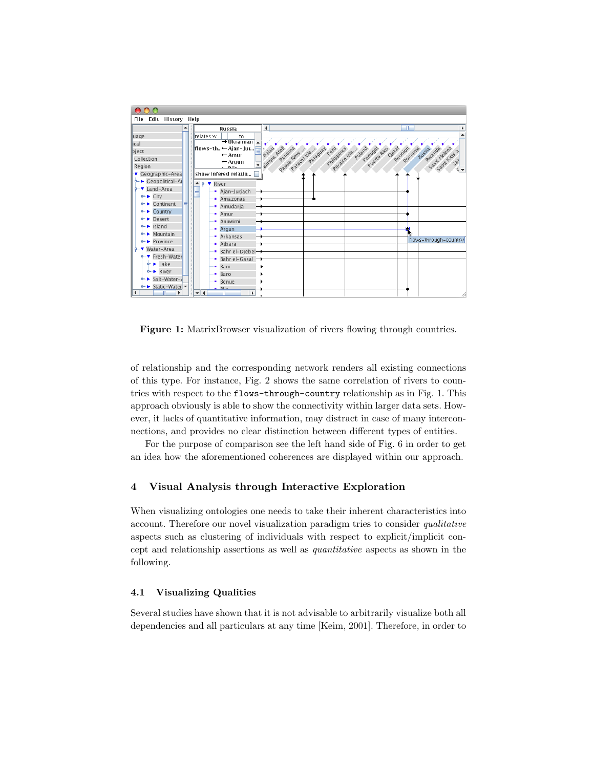**Figure 1:** MatrixBrowser visualization of rivers flowing through countries.

of relationship and the corresponding network renders all existing connections of this type. For instance, Fig. 2 shows the same correlation of rivers to countries with respect to the `flows-through-country` relationship as in Fig. 1. This approach obviously is able to show the connectivity within larger data sets. However, it lacks of quantitative information, may distract in case of many interconnections, and provides no clear distinction between different types of entities.

For the purpose of comparison see the left hand side of Fig. 6 in order to get an idea how the aforementioned coherences are displayed within our approach.

## 4 Visual Analysis through Interactive Exploration

When visualizing ontologies one needs to take their inherent characteristics into account. Therefore our novel visualization paradigm tries to consider *qualitative* aspects such as clustering of individuals with respect to explicit/implicit concept and relationship assertions as well as *quantitative* aspects as shown in the following.

### 4.1 Visualizing Qualities

Several studies have shown that it is not advisable to arbitrarily visualize both all dependencies and all particulars at any time [Keim, 2001]. Therefore, in order to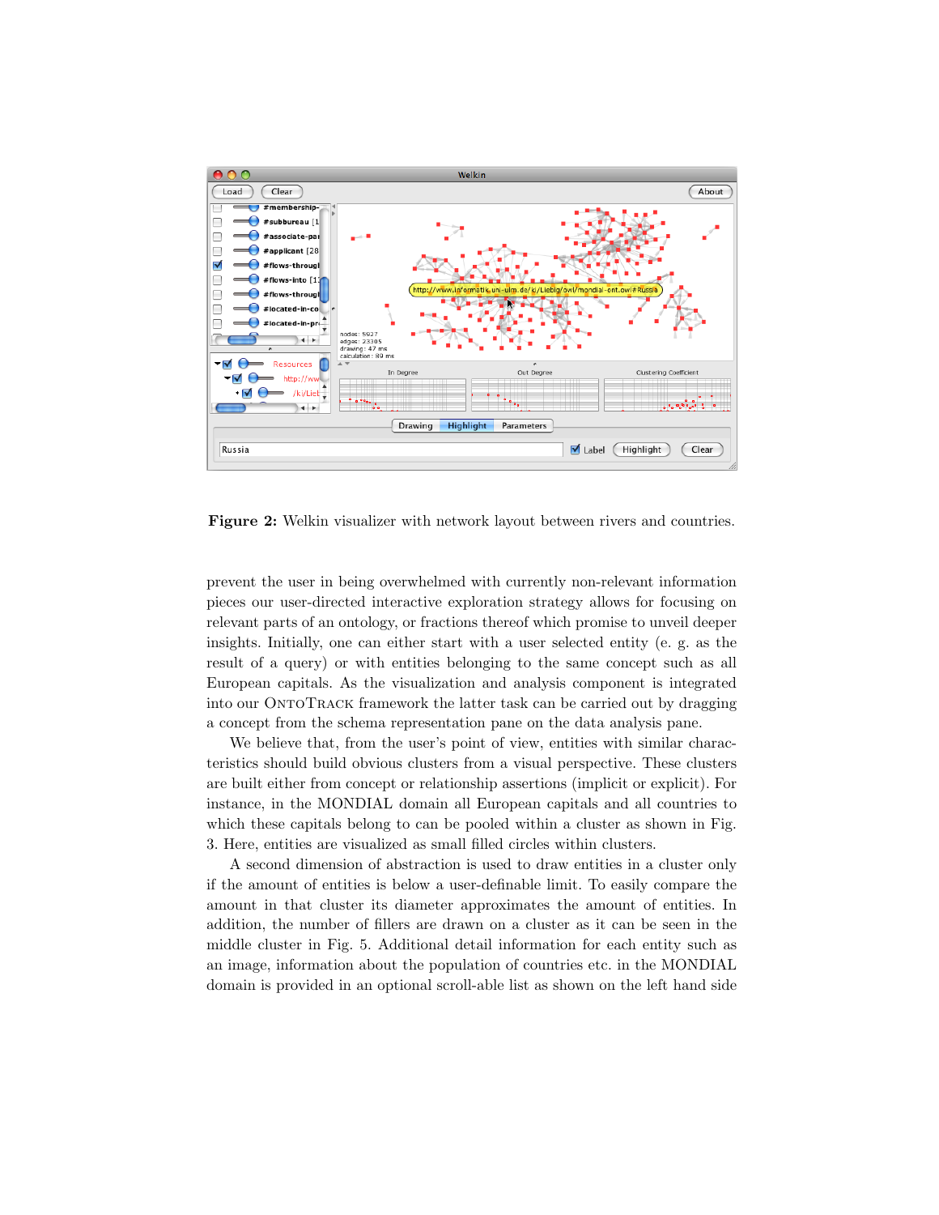**Figure 2:** Welkin visualizer with network layout between rivers and countries.

prevent the user in being overwhelmed with currently non-relevant information pieces our user-directed interactive exploration strategy allows for focusing on relevant parts of an ontology, or fractions thereof which promise to unveil deeper insights. Initially, one can either start with a user selected entity (e. g. as the result of a query) or with entities belonging to the same concept such as all European capitals. As the visualization and analysis component is integrated into our OntoTrack framework the latter task can be carried out by dragging a concept from the schema representation pane on the data analysis pane.

We believe that, from the user's point of view, entities with similar characteristics should build obvious clusters from a visual perspective. These clusters are built either from concept or relationship assertions (implicit or explicit). For instance, in the MONDIAL domain all European capitals and all countries to which these capitals belong to can be pooled within a cluster as shown in Fig. 3. Here, entities are visualized as small filled circles within clusters.

A second dimension of abstraction is used to draw entities in a cluster only if the amount of entities is below a user-definable limit. To easily compare the amount in that cluster its diameter approximates the amount of entities. In addition, the number of fillers are drawn on a cluster as it can be seen in the middle cluster in Fig. 5. Additional detail information for each entity such as an image, information about the population of countries etc. in the MONDIAL domain is provided in an optional scroll-able list as shown on the left hand side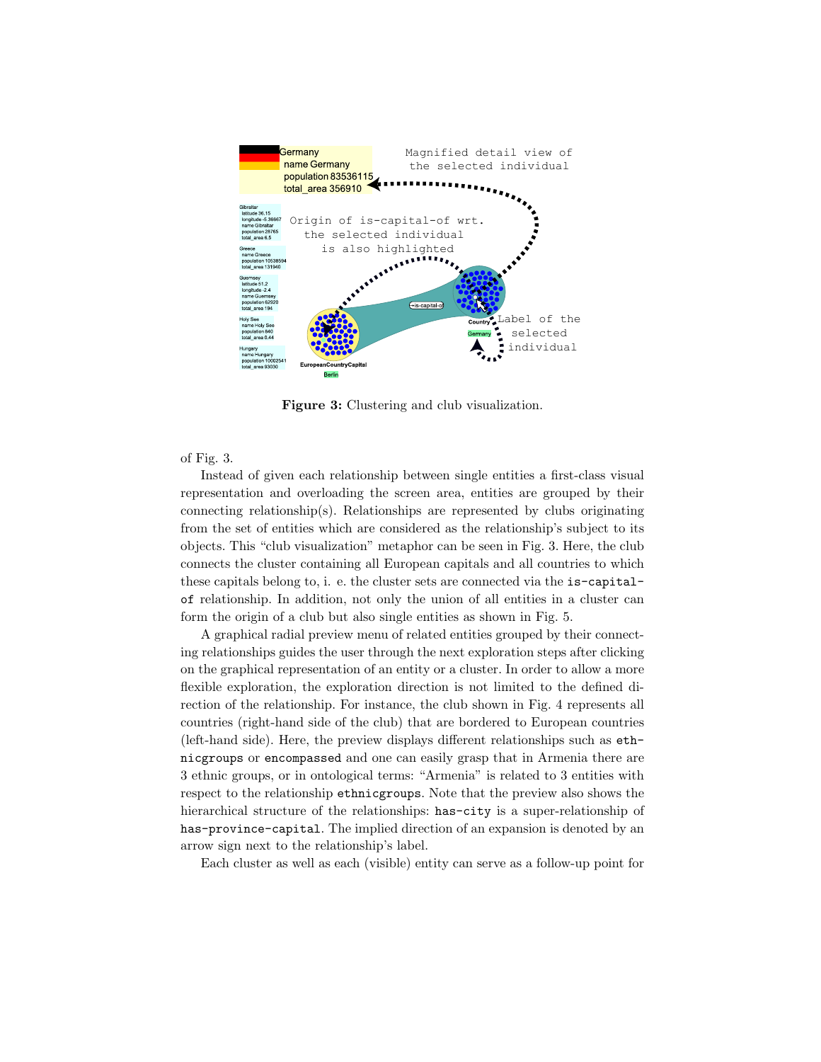**Figure 3:** Clustering and club visualization.

of Fig. 3.

Instead of given each relationship between single entities a first-class visual representation and overloading the screen area, entities are grouped by their connecting relationship(s). Relationships are represented by clubs originating from the set of entities which are considered as the relationship's subject to its objects. This "club visualization" metaphor can be seen in Fig. 3. Here, the club connects the cluster containing all European capitals and all countries to which these capitals belong to, i. e. the cluster sets are connected via the `is-capital-of` relationship. In addition, not only the union of all entities in a cluster can form the origin of a club but also single entities as shown in Fig. 5.

A graphical radial preview menu of related entities grouped by their connecting relationships guides the user through the next exploration steps after clicking on the graphical representation of an entity or a cluster. In order to allow a more flexible exploration, the exploration direction is not limited to the defined direction of the relationship. For instance, the club shown in Fig. 4 represents all countries (right-hand side of the club) that are bordered to European countries (left-hand side). Here, the preview displays different relationships such as `ethnicgroups` or `encompassed` and one can easily grasp that in Armenia there are 3 ethnic groups, or in ontological terms: "Armenia" is related to 3 entities with respect to the relationship `ethnicgroups`. Note that the preview also shows the hierarchical structure of the relationships: `has-city` is a super-relationship of `has-province-capital`. The implied direction of an expansion is denoted by an arrow sign next to the relationship's label.

Each cluster as well as each (visible) entity can serve as a follow-up point for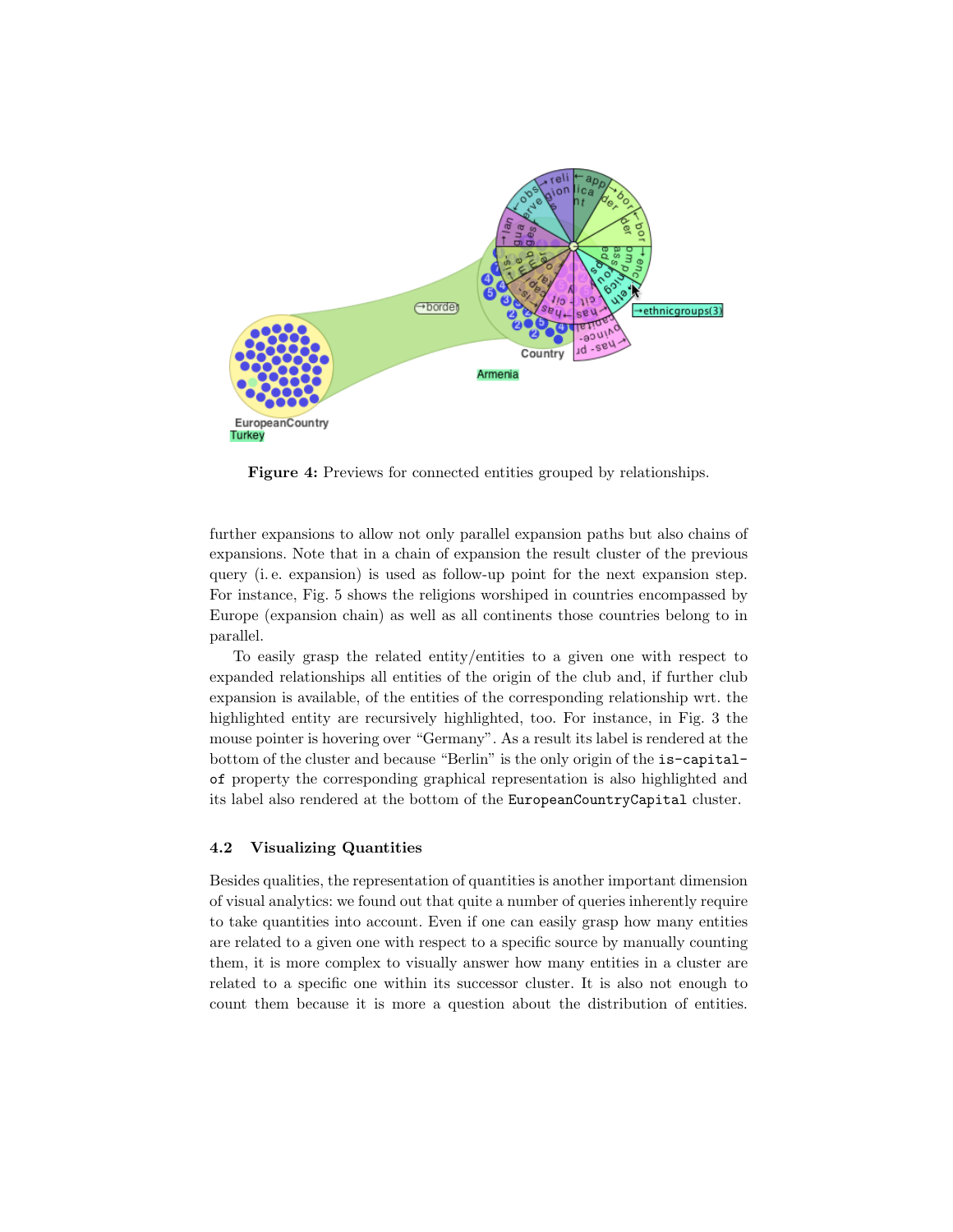**Figure 4:** Previews for connected entities grouped by relationships.

further expansions to allow not only parallel expansion paths but also chains of expansions. Note that in a chain of expansion the result cluster of the previous query (i. e. expansion) is used as follow-up point for the next expansion step. For instance, Fig. 5 shows the religions worshiped in countries encompassed by Europe (expansion chain) as well as all continents those countries belong to in parallel.

To easily grasp the related entity/entities to a given one with respect to expanded relationships all entities of the origin of the club and, if further club expansion is available, of the entities of the corresponding relationship wrt. the highlighted entity are recursively highlighted, too. For instance, in Fig. 3 the mouse pointer is hovering over "Germany". As a result its label is rendered at the bottom of the cluster and because "Berlin" is the only origin of the `is-capital-of` property the corresponding graphical representation is also highlighted and its label also rendered at the bottom of the `EuropeanCountryCapital` cluster.

### 4.2 Visualizing Quantities

Besides qualities, the representation of quantities is another important dimension of visual analytics: we found out that quite a number of queries inherently require to take quantities into account. Even if one can easily grasp how many entities are related to a given one with respect to a specific source by manually counting them, it is more complex to visually answer how many entities in a cluster are related to a specific one within its successor cluster. It is also not enough to count them because it is more a question about the distribution of entities.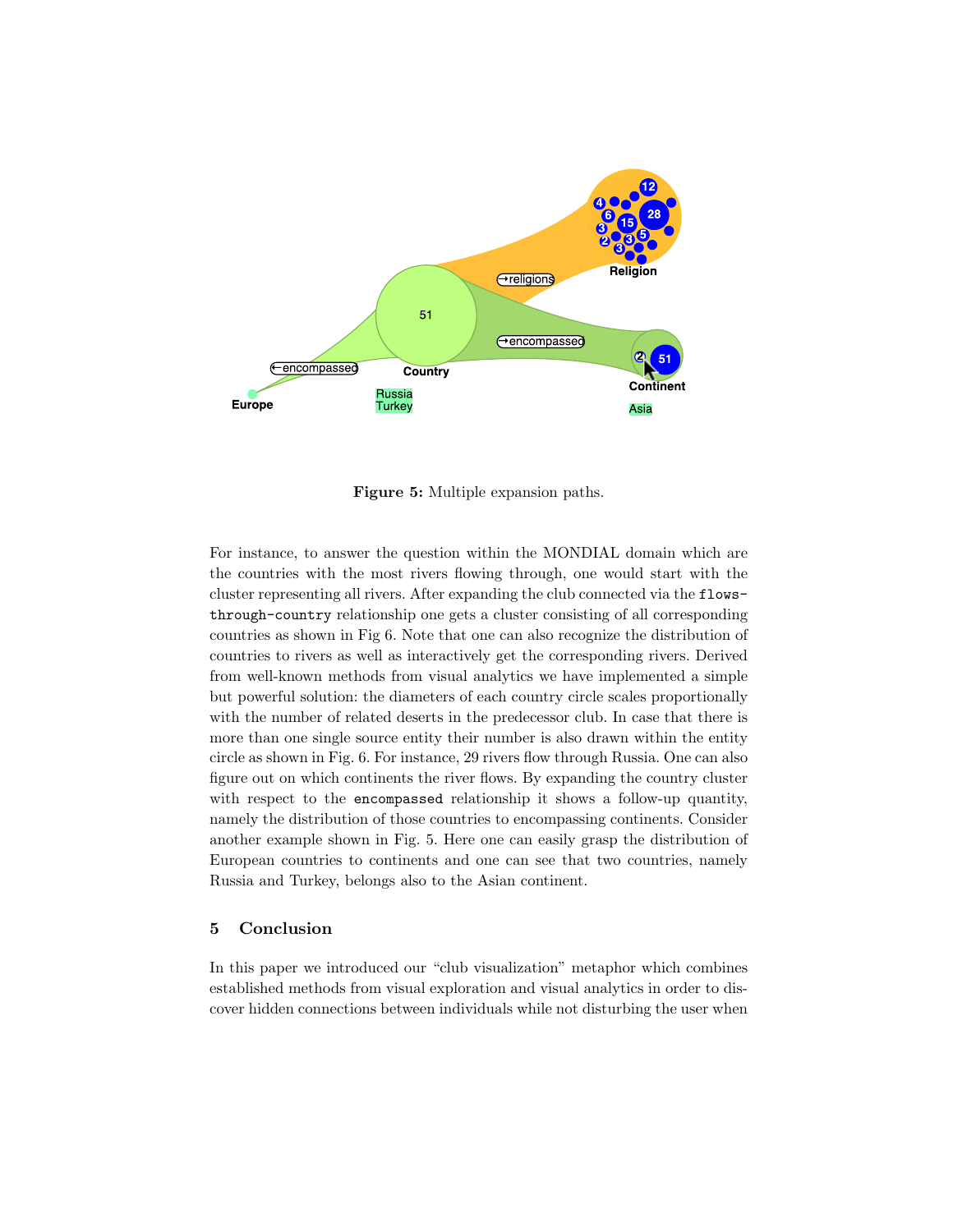**Figure 5:** Multiple expansion paths.

For instance, to answer the question within the MONDIAL domain which are the countries with the most rivers flowing through, one would start with the cluster representing all rivers. After expanding the club connected via the `flows-through-country` relationship one gets a cluster consisting of all corresponding countries as shown in Fig 6. Note that one can also recognize the distribution of countries to rivers as well as interactively get the corresponding rivers. Derived from well-known methods from visual analytics we have implemented a simple but powerful solution: the diameters of each country circle scales proportionally with the number of related deserts in the predecessor club. In case that there is more than one single source entity their number is also drawn within the entity circle as shown in Fig. 6. For instance, 29 rivers flow through Russia. One can also figure out on which continents the river flows. By expanding the country cluster with respect to the `encompassed` relationship it shows a follow-up quantity, namely the distribution of those countries to encompassing continents. Consider another example shown in Fig. 5. Here one can easily grasp the distribution of European countries to continents and one can see that two countries, namely Russia and Turkey, belongs also to the Asian continent.

## 5 Conclusion

In this paper we introduced our "club visualization" metaphor which combines established methods from visual exploration and visual analytics in order to discover hidden connections between individuals while not disturbing the user when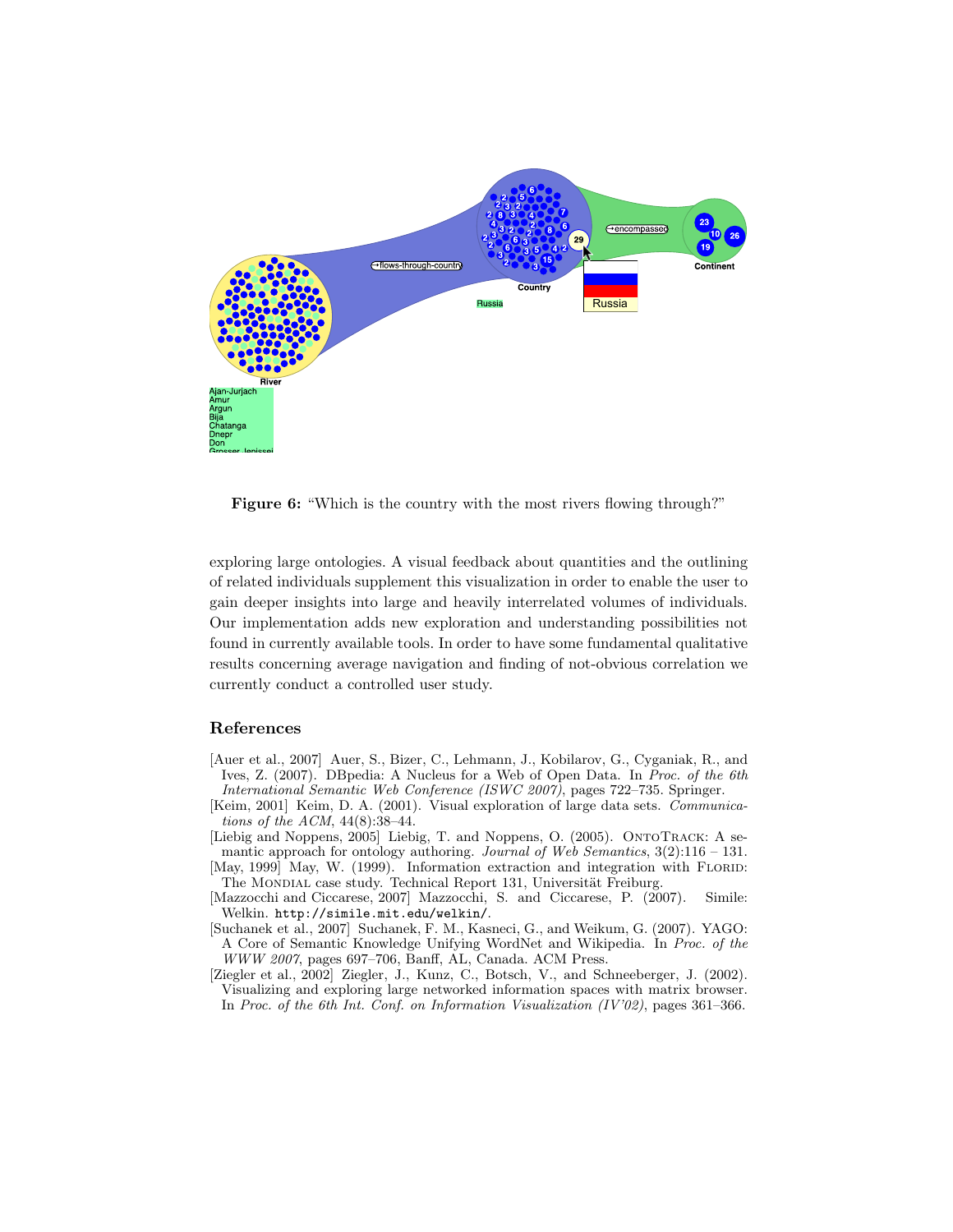Figure 6: “Which is the country with the most rivers flowing through?”

exploring large ontologies. A visual feedback about quantities and the outlining of related individuals supplement this visualization in order to enable the user to gain deeper insights into large and heavily interrelated volumes of individuals. Our implementation adds new exploration and understanding possibilities not found in currently available tools. In order to have some fundamental qualitative results concerning average navigation and finding of not-obvious correlation we currently conduct a controlled user study.

## References

[Auer et al., 2007] Auer, S., Bizer, C., Lehmann, J., Kobilarov, G., Cyganiak, R., and Ives, Z. (2007). DBpedia: A Nucleus for a Web of Open Data. In *Proc. of the 6th International Semantic Web Conference (ISWC 2007)*, pages 722–735. Springer.

[Keim, 2001] Keim, D. A. (2001). Visual exploration of large data sets. *Communications of the ACM*, 44(8):38–44.

[Liebig and Noppens, 2005] Liebig, T. and Noppens, O. (2005). OntoTrack: A semantic approach for ontology authoring. *Journal of Web Semantics*, 3(2):116 – 131.

[May, 1999] May, W. (1999). Information extraction and integration with Florid: The Mondial case study. Technical Report 131, Universität Freiburg.

[Mazzocchi and Ciccarese, 2007] Mazzocchi, S. and Ciccarese, P. (2007). Simile: Welkin. `http://simile.mit.edu/welkin/`.

[Suchanek et al., 2007] Suchanek, F. M., Kasneci, G., and Weikum, G. (2007). YAGO: A Core of Semantic Knowledge Unifying WordNet and Wikipedia. In *Proc. of the WWW 2007*, pages 697–706, Banff, AL, Canada. ACM Press.

[Ziegler et al., 2002] Ziegler, J., Kunz, C., Botsch, V., and Schneeberger, J. (2002). Visualizing and exploring large networked information spaces with matrix browser. In *Proc. of the 6th Int. Conf. on Information Visualization (IV'02)*, pages 361–366.